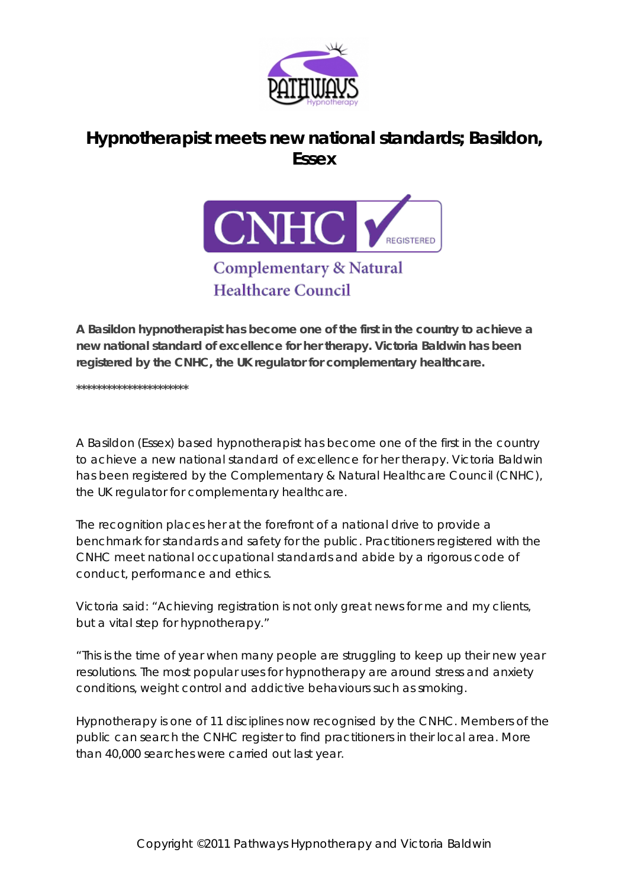# Hypnotherapist meets new national standards; Basildon, Essex

**A Basildon hypnotherapist has become one of the first in the country to achieve a new national standard of excellence for her therapy. Victoria Baldwin has been registered by the CNHC, the UK regulator for complementary healthcare.**

**********************

A Basildon (Essex) based hypnotherapist has become one of the first in the country to achieve a new national standard of excellence for her therapy. Victoria Baldwin has been registered by the Complementary & Natural Healthcare Council (CNHC), the UK regulator for complementary healthcare.

The recognition places her at the forefront of a national drive to provide a benchmark for standards and safety for the public. Practitioners registered with the CNHC meet national occupational standards and abide by a rigorous code of conduct, performance and ethics.

Victoria said: "Achieving registration is not only great news for me and my clients, but a vital step for hypnotherapy."

"This is the time of year when many people are struggling to keep up their new year resolutions. The most popular uses for hypnotherapy are around stress and anxiety conditions, weight control and addictive behaviours such as smoking.

Hypnotherapy is one of 11 disciplines now recognised by the CNHC. Members of the public can search the CNHC register to find practitioners in their local area. More than 40,000 searches were carried out last year.

Copyright ©2011 Pathways Hypnotherapy and Victoria Baldwin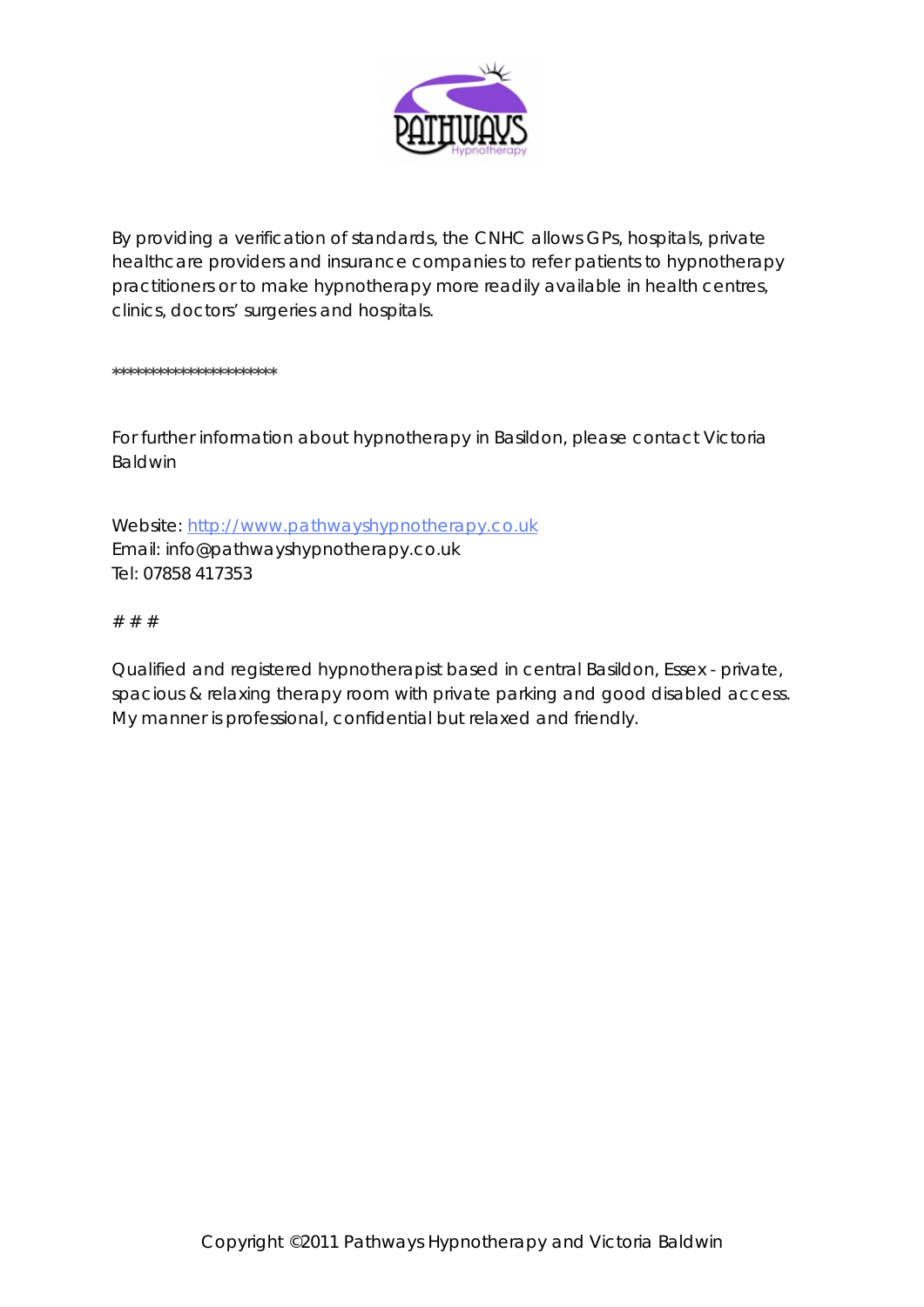By providing a verification of standards, the CNHC allows GPs, hospitals, private healthcare providers and insurance companies to refer patients to hypnotherapy practitioners or to make hypnotherapy more readily available in health centres, clinics, doctors' surgeries and hospitals.

**********************

For further information about hypnotherapy in Basildon, please contact Victoria Baldwin

Website: [http://www.pathwayshypnotherapy.co.uk](http://www.pathwayshypnotherapy.co.uk)
Email: info@pathwayshypnotherapy.co.uk
Tel: 07858 417353

# # #

Qualified and registered hypnotherapist based in central Basildon, Essex - private, spacious & relaxing therapy room with private parking and good disabled access. My manner is professional, confidential but relaxed and friendly.

Copyright ©2011 Pathways Hypnotherapy and Victoria Baldwin